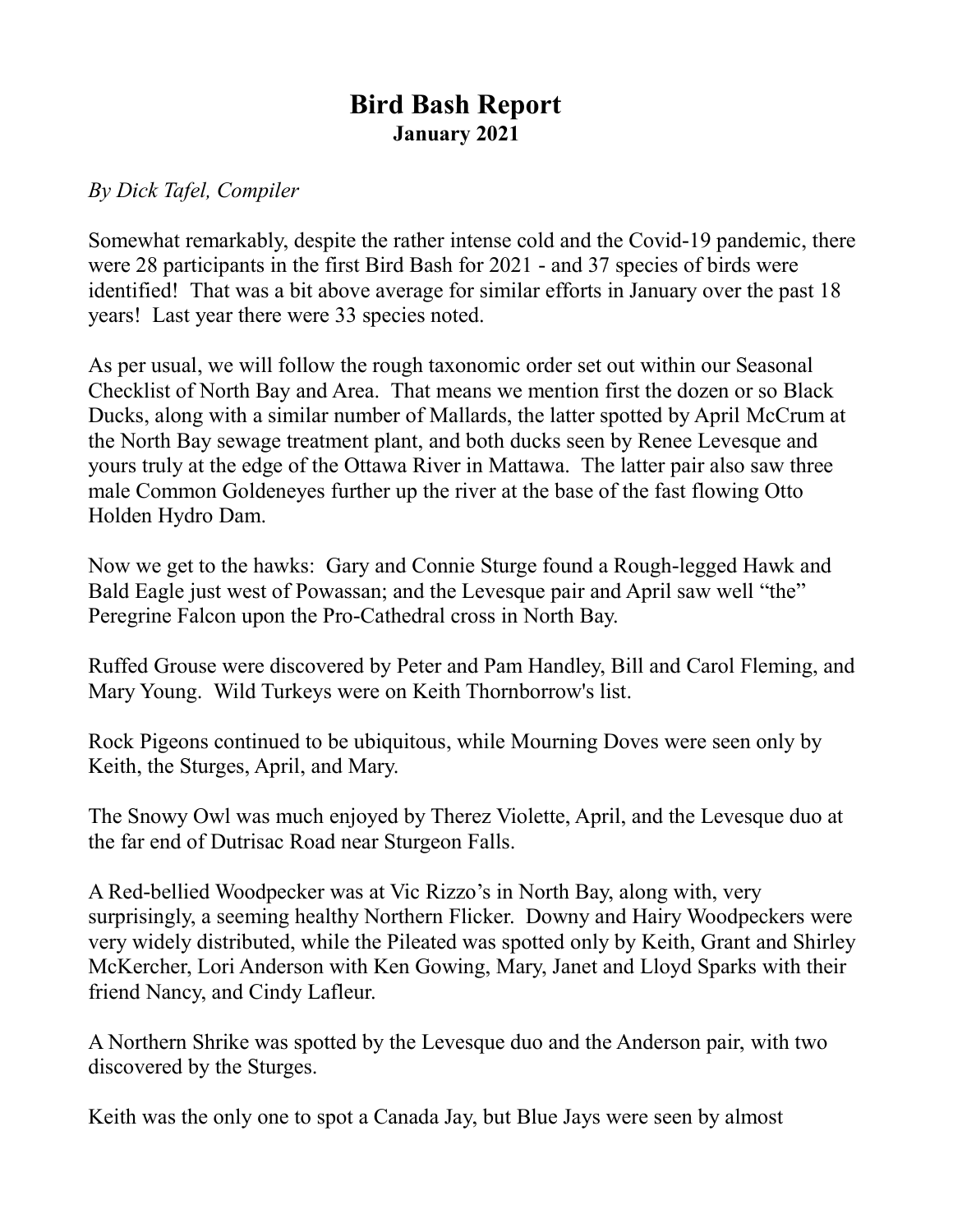# Bird Bash Report

**January 2021**

*By Dick Tafel, Compiler*

Somewhat remarkably, despite the rather intense cold and the Covid-19 pandemic, there were 28 participants in the first Bird Bash for 2021 - and 37 species of birds were identified! That was a bit above average for similar efforts in January over the past 18 years! Last year there were 33 species noted.

As per usual, we will follow the rough taxonomic order set out within our Seasonal Checklist of North Bay and Area. That means we mention first the dozen or so Black Ducks, along with a similar number of Mallards, the latter spotted by April McCrum at the North Bay sewage treatment plant, and both ducks seen by Renee Levesque and yours truly at the edge of the Ottawa River in Mattawa. The latter pair also saw three male Common Goldeneyes further up the river at the base of the fast flowing Otto Holden Hydro Dam.

Now we get to the hawks: Gary and Connie Sturge found a Rough-legged Hawk and Bald Eagle just west of Powassan; and the Levesque pair and April saw well "the" Peregrine Falcon upon the Pro-Cathedral cross in North Bay.

Ruffed Grouse were discovered by Peter and Pam Handley, Bill and Carol Fleming, and Mary Young. Wild Turkeys were on Keith Thornborrow's list.

Rock Pigeons continued to be ubiquitous, while Mourning Doves were seen only by Keith, the Sturges, April, and Mary.

The Snowy Owl was much enjoyed by Therez Violette, April, and the Levesque duo at the far end of Dutrisac Road near Sturgeon Falls.

A Red-bellied Woodpecker was at Vic Rizzo's in North Bay, along with, very surprisingly, a seeming healthy Northern Flicker. Downy and Hairy Woodpeckers were very widely distributed, while the Pileated was spotted only by Keith, Grant and Shirley McKercher, Lori Anderson with Ken Gowing, Mary, Janet and Lloyd Sparks with their friend Nancy, and Cindy Lafleur.

A Northern Shrike was spotted by the Levesque duo and the Anderson pair, with two discovered by the Sturges.

Keith was the only one to spot a Canada Jay, but Blue Jays were seen by almost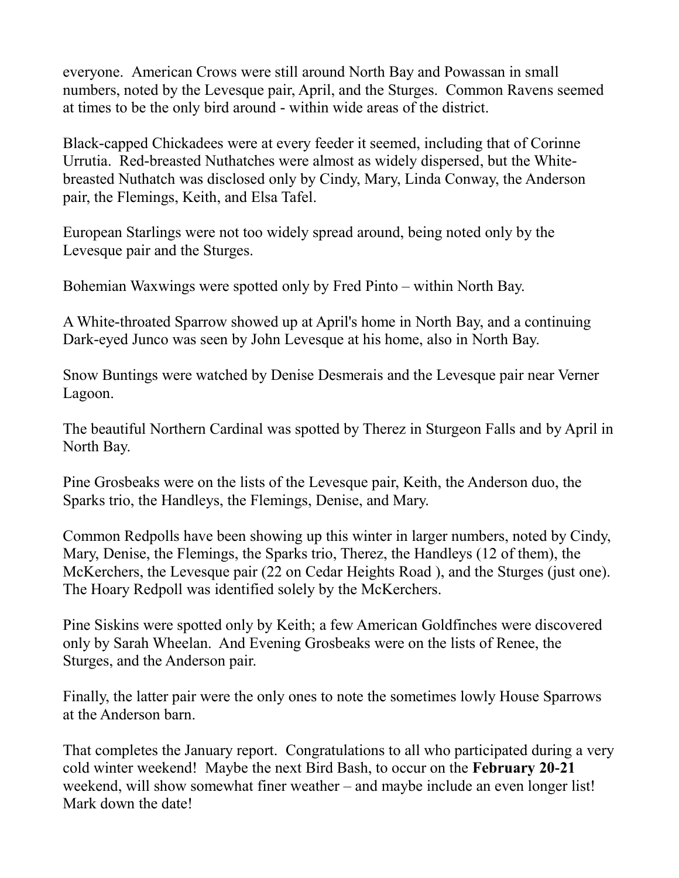everyone. American Crows were still around North Bay and Powassan in small numbers, noted by the Levesque pair, April, and the Sturges. Common Ravens seemed at times to be the only bird around - within wide areas of the district.

Black-capped Chickadees were at every feeder it seemed, including that of Corinne Urrutia. Red-breasted Nuthatches were almost as widely dispersed, but the White-breasted Nuthatch was disclosed only by Cindy, Mary, Linda Conway, the Anderson pair, the Flemings, Keith, and Elsa Tafel.

European Starlings were not too widely spread around, being noted only by the Levesque pair and the Sturges.

Bohemian Waxwings were spotted only by Fred Pinto – within North Bay.

A White-throated Sparrow showed up at April's home in North Bay, and a continuing Dark-eyed Junco was seen by John Levesque at his home, also in North Bay.

Snow Buntings were watched by Denise Desmerais and the Levesque pair near Verner Lagoon.

The beautiful Northern Cardinal was spotted by Therez in Sturgeon Falls and by April in North Bay.

Pine Grosbeaks were on the lists of the Levesque pair, Keith, the Anderson duo, the Sparks trio, the Handleys, the Flemings, Denise, and Mary.

Common Redpolls have been showing up this winter in larger numbers, noted by Cindy, Mary, Denise, the Flemings, the Sparks trio, Therez, the Handleys (12 of them), the McKerchers, the Levesque pair (22 on Cedar Heights Road ), and the Sturges (just one). The Hoary Redpoll was identified solely by the McKerchers.

Pine Siskins were spotted only by Keith; a few American Goldfinches were discovered only by Sarah Wheelan. And Evening Grosbeaks were on the lists of Renee, the Sturges, and the Anderson pair.

Finally, the latter pair were the only ones to note the sometimes lowly House Sparrows at the Anderson barn.

That completes the January report. Congratulations to all who participated during a very cold winter weekend! Maybe the next Bird Bash, to occur on the **February 20-21** weekend, will show somewhat finer weather – and maybe include an even longer list! Mark down the date!